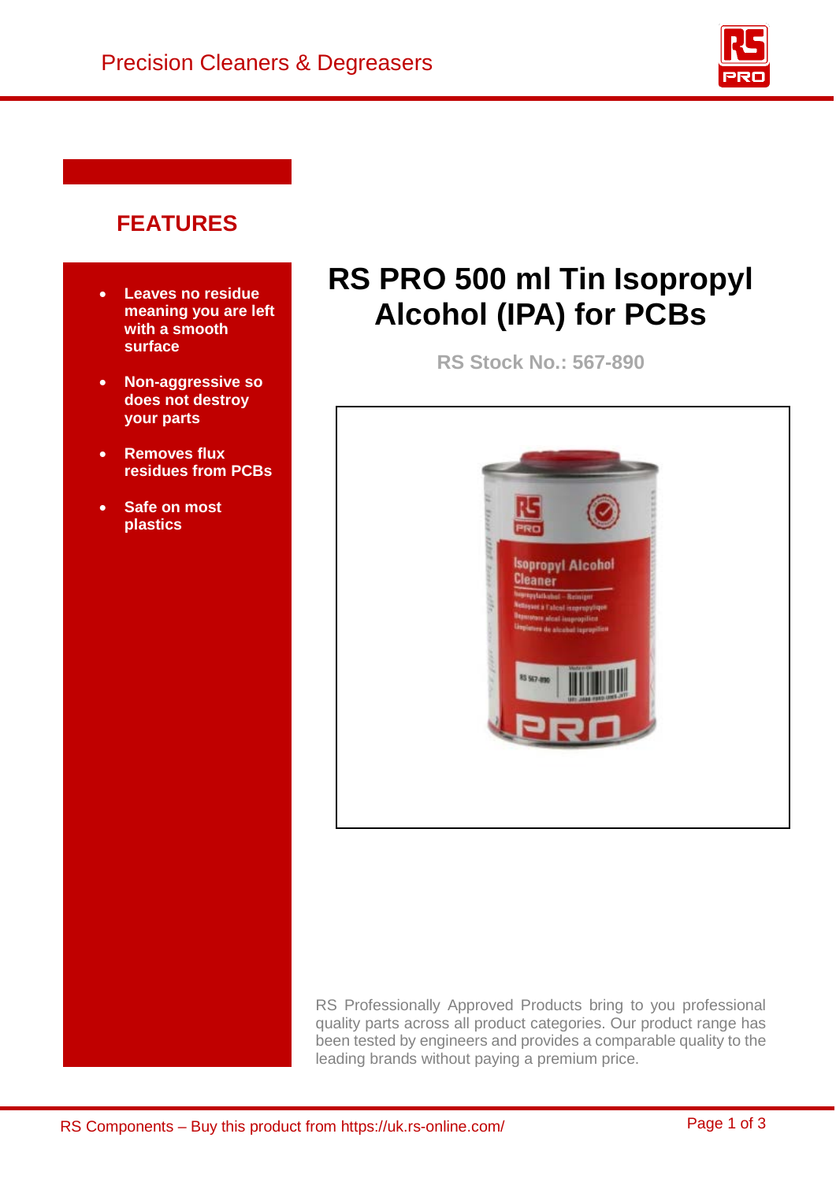# RS PRO 500 ml Tin Isopropyl Alcohol (IPA) for PCBs

**RS Stock No.: 567-890**

## FEATURES

- **Leaves no residue meaning you are left with a smooth surface**
- **Non-aggressive so does not destroy your parts**
- **Removes flux residues from PCBs**
- **Safe on most plastics**

RS Professionally Approved Products bring to you professional quality parts across all product categories. Our product range has been tested by engineers and provides a comparable quality to the leading brands without paying a premium price.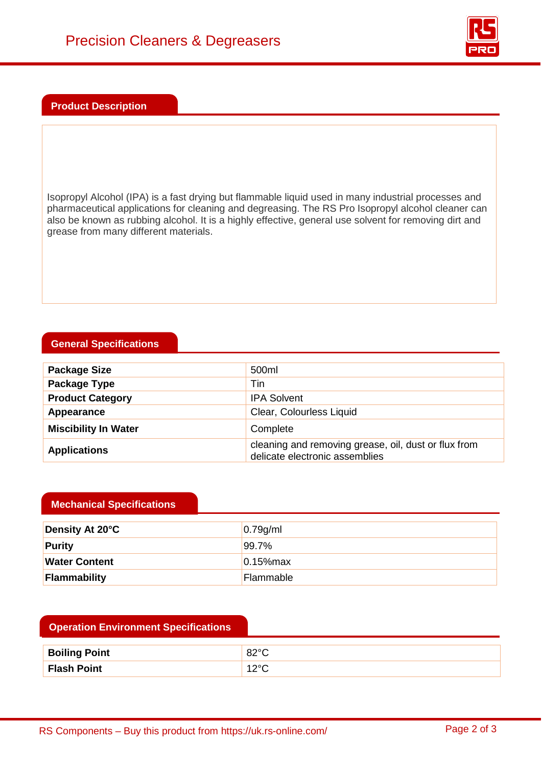## Product Description

Isopropyl Alcohol (IPA) is a fast drying but flammable liquid used in many industrial processes and pharmaceutical applications for cleaning and degreasing. The RS Pro Isopropyl alcohol cleaner can also be known as rubbing alcohol. It is a highly effective, general use solvent for removing dirt and grease from many different materials.

## General Specifications

| | |
|---|---|
| **Package Size** | 500ml |
| **Package Type** | Tin |
| **Product Category** | IPA Solvent |
| **Appearance** | Clear, Colourless Liquid |
| **Miscibility In Water** | Complete |
| **Applications** | cleaning and removing grease, oil, dust or flux from delicate electronic assemblies |

## Mechanical Specifications

| | |
|---|---|
| **Density At 20°C** | 0.79g/ml |
| **Purity** | 99.7% |
| **Water Content** | 0.15%max |
| **Flammability** | Flammable |

## Operation Environment Specifications

| | |
|---|---|
| **Boiling Point** | 82°C |
| **Flash Point** | 12°C |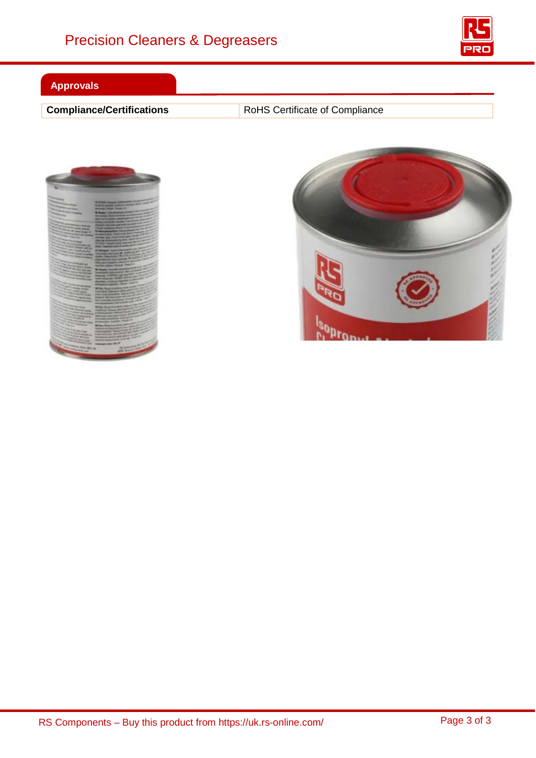## Approvals

| | |
|---|---|
| **Compliance/Certifications** | RoHS Certificate of Compliance |